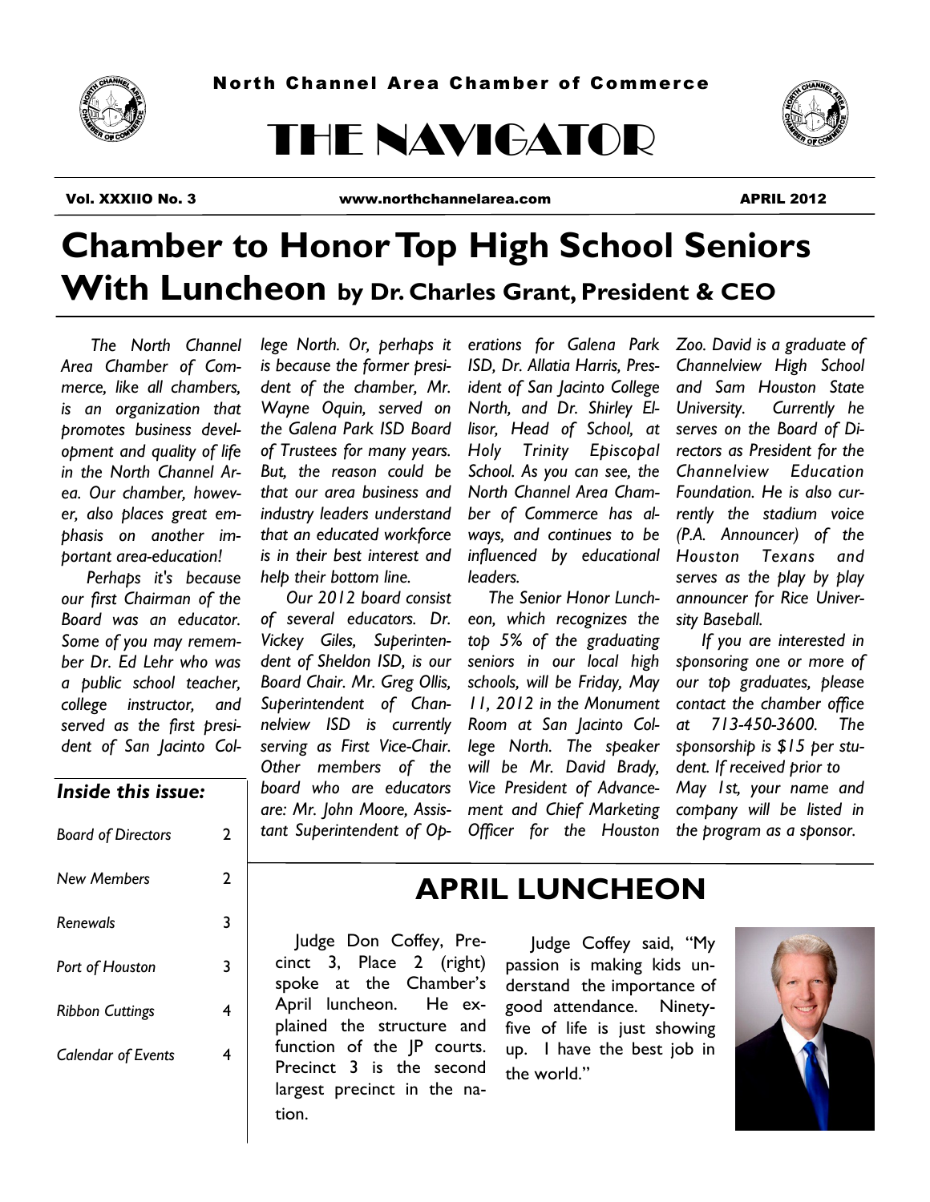North Channel Area Chamber of Commerce

# THE NAVIGATOR

Vol. XXXIIO No. 3 | www.northchannelarea.com | APRIL 2012

# Chamber to Honor Top High School Seniors With Luncheon

**by Dr. Charles Grant, President & CEO**

*The North Channel Area Chamber of Commerce, like all chambers, is an organization that promotes business development and quality of life in the North Channel Area. Our chamber, however, also places great emphasis on another important area-education!*

*Perhaps it's because our first Chairman of the Board was an educator. Some of you may remember Dr. Ed Lehr who was a public school teacher, college instructor, and served as the first president of San Jacinto College North. Or, perhaps it is because the former president of the chamber, Mr. Wayne Oquin, served on the Galena Park ISD Board of Trustees for many years. But, the reason could be that our area business and industry leaders understand that an educated workforce is in their best interest and help their bottom line.*

*Our 2012 board consist of several educators. Dr. Vickey Giles, Superintendent of Sheldon ISD, is our Board Chair. Mr. Greg Ollis, Superintendent of Channelview ISD is currently serving as First Vice-Chair. Other members of the board who are educators are: Mr. John Moore, Assistant Superintendent of Operations for Galena Park ISD, Dr. Allatia Harris, President of San Jacinto College North, and Dr. Shirley Ellisor, Head of School, at Holy Trinity Episcopal School. As you can see, the North Channel Area Chamber of Commerce has always, and continues to be influenced by educational leaders.*

*The Senior Honor Luncheon, which recognizes the top 5% of the graduating seniors in our local high schools, will be Friday, May 11, 2012 in the Monument Room at San Jacinto College North. The speaker will be Mr. David Brady, Vice President of Advancement and Chief Marketing Officer for the Houston Zoo. David is a graduate of Channelview High School and Sam Houston State University. Currently he serves on the Board of Directors as President for the Channelview Education Foundation. He is also currently the stadium voice (P.A. Announcer) of the Houston Texans and serves as the play by play announcer for Rice University Baseball.*

*If you are interested in sponsoring one or more of our top graduates, please contact the chamber office at 713-450-3600. The sponsorship is $15 per student. If received prior to May 1st, your name and company will be listed in the program as a sponsor.*

### *Inside this issue:*

| | |
|---|---|
| *Board of Directors* | 2 |
| *New Members* | 2 |
| *Renewals* | 3 |
| *Port of Houston* | 3 |
| *Ribbon Cuttings* | 4 |
| *Calendar of Events* | 4 |

## APRIL LUNCHEON

Judge Don Coffey, Precinct 3, Place 2 (right) spoke at the Chamber's April luncheon. He explained the structure and function of the JP courts. Precinct 3 is the second largest precinct in the nation.

Judge Coffey said, "My passion is making kids understand the importance of good attendance. Ninety-five of life is just showing up. I have the best job in the world."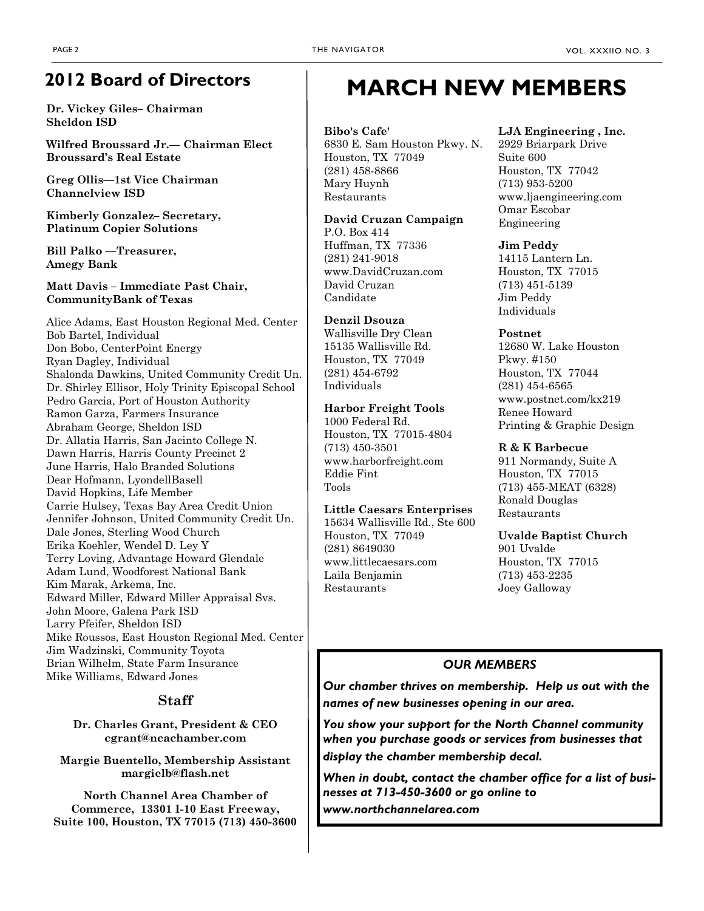## 2012 Board of Directors

**Dr. Vickey Giles– Chairman**
**Sheldon ISD**

**Wilfred Broussard Jr.— Chairman Elect**
**Broussard's Real Estate**

**Greg Ollis—1st Vice Chairman**
**Channelview ISD**

**Kimberly Gonzalez– Secretary,**
**Platinum Copier Solutions**

**Bill Palko —Treasurer,**
**Amegy Bank**

**Matt Davis – Immediate Past Chair,**
**CommunityBank of Texas**

Alice Adams, East Houston Regional Med. Center
Bob Bartel, Individual
Don Bobo, CenterPoint Energy
Ryan Dagley, Individual
Shalonda Dawkins, United Community Credit Un.
Dr. Shirley Ellisor, Holy Trinity Episcopal School
Pedro Garcia, Port of Houston Authority
Ramon Garza, Farmers Insurance
Abraham George, Sheldon ISD
Dr. Allatia Harris, San Jacinto College N.
Dawn Harris, Harris County Precinct 2
June Harris, Halo Branded Solutions
Dear Hofmann, LyondellBasell
David Hopkins, Life Member
Carrie Hulsey, Texas Bay Area Credit Union
Jennifer Johnson, United Community Credit Un.
Dale Jones, Sterling Wood Church
Erika Koehler, Wendel D. Ley Y
Terry Loving, Advantage Howard Glendale
Adam Lund, Woodforest National Bank
Kim Marak, Arkema, Inc.
Edward Miller, Edward Miller Appraisal Svs.
John Moore, Galena Park ISD
Larry Pfeifer, Sheldon ISD
Mike Roussos, East Houston Regional Med. Center
Jim Wadzinski, Community Toyota
Brian Wilhelm, State Farm Insurance
Mike Williams, Edward Jones

### Staff

**Dr. Charles Grant, President & CEO**
**cgrant@ncachamber.com**

**Margie Buentello, Membership Assistant**
**margielb@flash.net**

**North Channel Area Chamber of Commerce, 13301 I-10 East Freeway, Suite 100, Houston, TX 77015 (713) 450-3600**

# MARCH NEW MEMBERS

**Bibo's Cafe'**
6830 E. Sam Houston Pkwy. N.
Houston, TX 77049
(281) 458-8866
Mary Huynh
Restaurants

**David Cruzan Campaign**
P.O. Box 414
Huffman, TX 77336
(281) 241-9018
www.DavidCruzan.com
David Cruzan
Candidate

**Denzil Dsouza**
Wallisville Dry Clean
15135 Wallisville Rd.
Houston, TX 77049
(281) 454-6792
Individuals

**Harbor Freight Tools**
1000 Federal Rd.
Houston, TX 77015-4804
(713) 450-3501
www.harborfreight.com
Eddie Fint
Tools

**Little Caesars Enterprises**
15634 Wallisville Rd., Ste 600
Houston, TX 77049
(281) 8649030
www.littlecaesars.com
Laila Benjamin
Restaurants

**LJA Engineering , Inc.**
2929 Briarpark Drive
Suite 600
Houston, TX 77042
(713) 953-5200
www.ljaengineering.com
Omar Escobar
Engineering

**Jim Peddy**
14115 Lantern Ln.
Houston, TX 77015
(713) 451-5139
Jim Peddy
Individuals

**Postnet**
12680 W. Lake Houston
Pkwy. #150
Houston, TX 77044
(281) 454-6565
www.postnet.com/kx219
Renee Howard
Printing & Graphic Design

**R & K Barbecue**
911 Normandy, Suite A
Houston, TX 77015
(713) 455-MEAT (6328)
Ronald Douglas
Restaurants

**Uvalde Baptist Church**
901 Uvalde
Houston, TX 77015
(713) 453-2235
Joey Galloway

### *OUR MEMBERS*

***Our chamber thrives on membership. Help us out with the names of new businesses opening in our area.***

***You show your support for the North Channel community when you purchase goods or services from businesses that display the chamber membership decal.***

***When in doubt, contact the chamber office for a list of businesses at 713-450-3600 or go online to www.northchannelarea.com***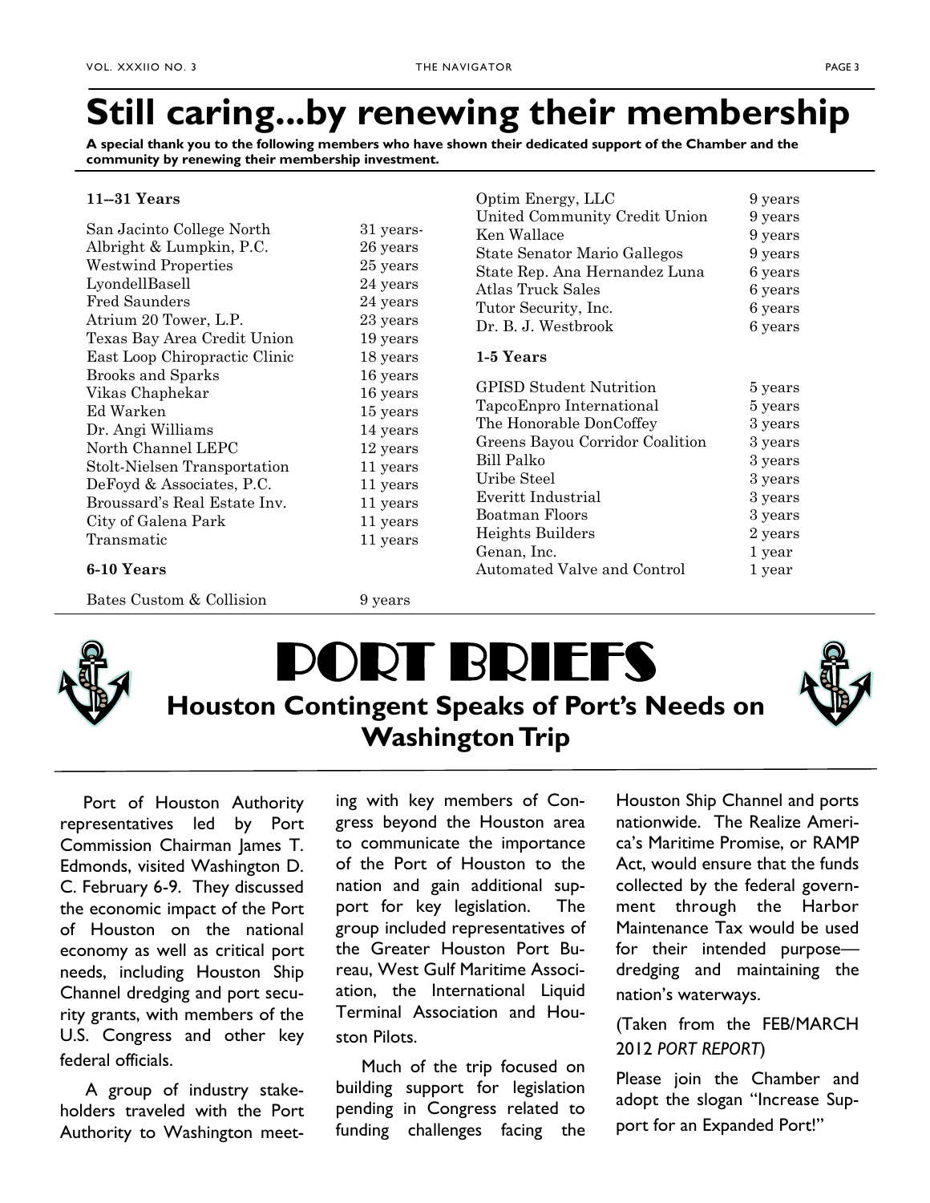# Still caring...by renewing their membership

**A special thank you to the following members who have shown their dedicated support of the Chamber and the community by renewing their membership investment.**

**11--31 Years**

| | |
|---|---|
| San Jacinto College North | 31 years- |
| Albright & Lumpkin, P.C. | 26 years |
| Westwind Properties | 25 years |
| LyondellBasell | 24 years |
| Fred Saunders | 24 years |
| Atrium 20 Tower, L.P. | 23 years |
| Texas Bay Area Credit Union | 19 years |
| East Loop Chiropractic Clinic | 18 years |
| Brooks and Sparks | 16 years |
| Vikas Chaphekar | 16 years |
| Ed Warken | 15 years |
| Dr. Angi Williams | 14 years |
| North Channel LEPC | 12 years |
| Stolt-Nielsen Transportation | 11 years |
| DeFoyd & Associates, P.C. | 11 years |
| Broussard's Real Estate Inv. | 11 years |
| City of Galena Park | 11 years |
| Transmatic | 11 years |

**6-10 Years**

| | |
|---|---|
| Bates Custom & Collision | 9 years |
| Optim Energy, LLC | 9 years |
| United Community Credit Union | 9 years |
| Ken Wallace | 9 years |
| State Senator Mario Gallegos | 9 years |
| State Rep. Ana Hernandez Luna | 6 years |
| Atlas Truck Sales | 6 years |
| Tutor Security, Inc. | 6 years |
| Dr. B. J. Westbrook | 6 years |

**1-5 Years**

| | |
|---|---|
| GPISD Student Nutrition | 5 years |
| TapcoEnpro International | 5 years |
| The Honorable DonCoffey | 3 years |
| Greens Bayou Corridor Coalition | 3 years |
| Bill Palko | 3 years |
| Uribe Steel | 3 years |
| Everitt Industrial | 3 years |
| Boatman Floors | 3 years |
| Heights Builders | 2 years |
| Genan, Inc. | 1 year |
| Automated Valve and Control | 1 year |

# PORT BRIEFS

## Houston Contingent Speaks of Port's Needs on Washington Trip

Port of Houston Authority representatives led by Port Commission Chairman James T. Edmonds, visited Washington D. C. February 6-9. They discussed the economic impact of the Port of Houston on the national economy as well as critical port needs, including Houston Ship Channel dredging and port security grants, with members of the U.S. Congress and other key federal officials.

A group of industry stakeholders traveled with the Port Authority to Washington meeting with key members of Congress beyond the Houston area to communicate the importance of the Port of Houston to the nation and gain additional support for key legislation. The group included representatives of the Greater Houston Port Bureau, West Gulf Maritime Association, the International Liquid Terminal Association and Houston Pilots.

Much of the trip focused on building support for legislation pending in Congress related to funding challenges facing the Houston Ship Channel and ports nationwide. The Realize America's Maritime Promise, or RAMP Act, would ensure that the funds collected by the federal government through the Harbor Maintenance Tax would be used for their intended purpose—dredging and maintaining the nation's waterways.

(Taken from the FEB/MARCH 2012 *PORT REPORT*)

Please join the Chamber and adopt the slogan "Increase Support for an Expanded Port!"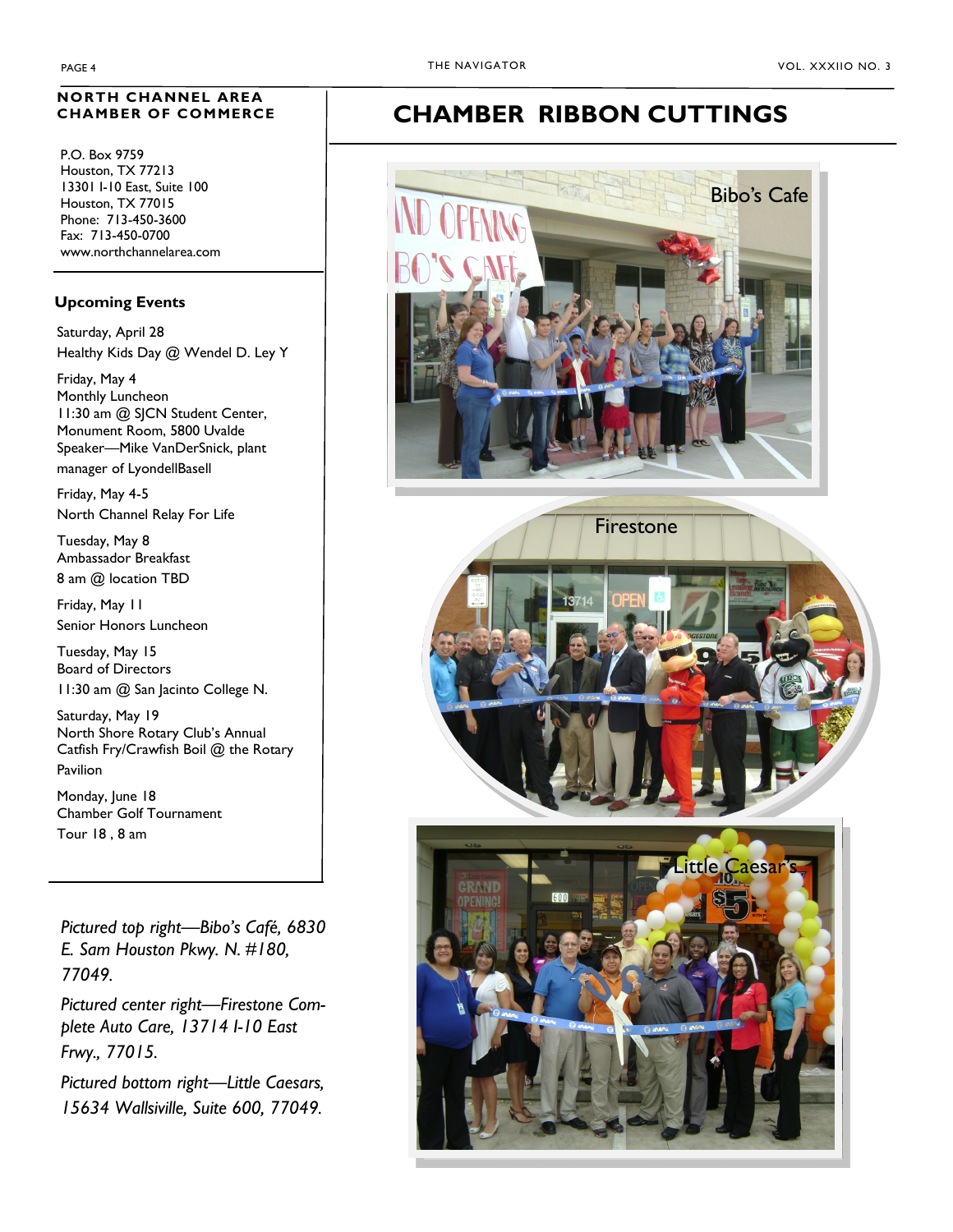**NORTH CHANNEL AREA CHAMBER OF COMMERCE**

P.O. Box 9759
Houston, TX 77213
13301 I-10 East, Suite 100
Houston, TX 77015
Phone: 713-450-3600
Fax: 713-450-0700
www.northchannelarea.com

### Upcoming Events

Saturday, April 28
Healthy Kids Day @ Wendel D. Ley Y

Friday, May 4
Monthly Luncheon
11:30 am @ SJCN Student Center, Monument Room, 5800 Uvalde
Speaker—Mike VanDerSnick, plant manager of LyondellBasell

Friday, May 4-5
North Channel Relay For Life

Tuesday, May 8
Ambassador Breakfast
8 am @ location TBD

Friday, May 11
Senior Honors Luncheon

Tuesday, May 15
Board of Directors
11:30 am @ San Jacinto College N.

Saturday, May 19
North Shore Rotary Club's Annual Catfish Fry/Crawfish Boil @ the Rotary Pavilion

Monday, June 18
Chamber Golf Tournament
Tour 18 , 8 am

*Pictured top right—Bibo's Café, 6830 E. Sam Houston Pkwy. N. #180, 77049.*

*Pictured center right—Firestone Complete Auto Care, 13714 I-10 East Frwy., 77015.*

*Pictured bottom right—Little Caesars, 15634 Wallsiville, Suite 600, 77049.*

# CHAMBER RIBBON CUTTINGS

Bibo's Cafe

Firestone

Little Caesar's